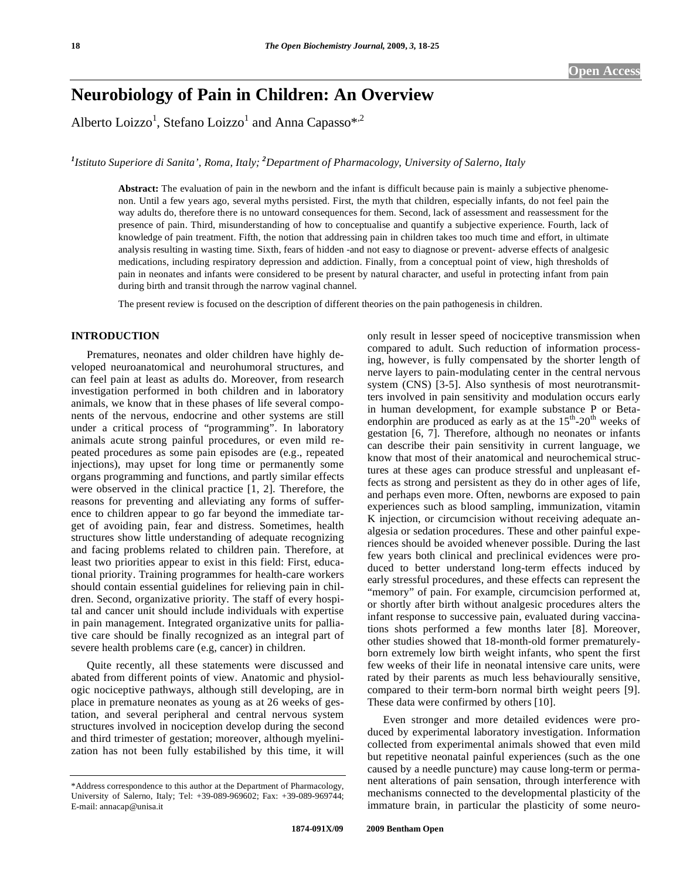Open Access

# Neurobiology of Pain in Children: An Overview

Alberto Loizzo[1], Stefano Loizzo[1] and Anna Capasso*[,2]

*[1]Istituto Superiore di Sanita', Roma, Italy; [2]Department of Pharmacology, University of Salerno, Italy*

**Abstract:** The evaluation of pain in the newborn and the infant is difficult because pain is mainly a subjective phenomenon. Until a few years ago, several myths persisted. First, the myth that children, especially infants, do not feel pain the way adults do, therefore there is no untoward consequences for them. Second, lack of assessment and reassessment for the presence of pain. Third, misunderstanding of how to conceptualise and quantify a subjective experience. Fourth, lack of knowledge of pain treatment. Fifth, the notion that addressing pain in children takes too much time and effort, in ultimate analysis resulting in wasting time. Sixth, fears of hidden -and not easy to diagnose or prevent- adverse effects of analgesic medications, including respiratory depression and addiction. Finally, from a conceptual point of view, high thresholds of pain in neonates and infants were considered to be present by natural character, and useful in protecting infant from pain during birth and transit through the narrow vaginal channel.

The present review is focused on the description of different theories on the pain pathogenesis in children.

## INTRODUCTION

Prematures, neonates and older children have highly developed neuroanatomical and neurohumoral structures, and can feel pain at least as adults do. Moreover, from research investigation performed in both children and in laboratory animals, we know that in these phases of life several components of the nervous, endocrine and other systems are still under a critical process of "programming". In laboratory animals acute strong painful procedures, or even mild repeated procedures as some pain episodes are (e.g., repeated injections), may upset for long time or permanently some organs programming and functions, and partly similar effects were observed in the clinical practice [1, 2]. Therefore, the reasons for preventing and alleviating any forms of sufference to children appear to go far beyond the immediate target of avoiding pain, fear and distress. Sometimes, health structures show little understanding of adequate recognizing and facing problems related to children pain. Therefore, at least two priorities appear to exist in this field: First, educational priority. Training programmes for health-care workers should contain essential guidelines for relieving pain in children. Second, organizative priority. The staff of every hospital and cancer unit should include individuals with expertise in pain management. Integrated organizative units for palliative care should be finally recognized as an integral part of severe health problems care (e.g, cancer) in children.

Quite recently, all these statements were discussed and abated from different points of view. Anatomic and physiologic nociceptive pathways, although still developing, are in place in premature neonates as young as at 26 weeks of gestation, and several peripheral and central nervous system structures involved in nociception develop during the second and third trimester of gestation; moreover, although myelinization has not been fully estabilished by this time, it will only result in lesser speed of nociceptive transmission when compared to adult. Such reduction of information processing, however, is fully compensated by the shorter length of nerve layers to pain-modulating center in the central nervous system (CNS) [3-5]. Also synthesis of most neurotransmitters involved in pain sensitivity and modulation occurs early in human development, for example substance P or Beta-endorphin are produced as early as at the 15[th]-20[th] weeks of gestation [6, 7]. Therefore, although no neonates or infants can describe their pain sensitivity in current language, we know that most of their anatomical and neurochemical structures at these ages can produce stressful and unpleasant effects as strong and persistent as they do in other ages of life, and perhaps even more. Often, newborns are exposed to pain experiences such as blood sampling, immunization, vitamin K injection, or circumcision without receiving adequate analgesia or sedation procedures. These and other painful experiences should be avoided whenever possible. During the last few years both clinical and preclinical evidences were produced to better understand long-term effects induced by early stressful procedures, and these effects can represent the "memory" of pain. For example, circumcision performed at, or shortly after birth without analgesic procedures alters the infant response to successive pain, evaluated during vaccinations shots performed a few months later [8]. Moreover, other studies showed that 18-month-old former prematurely-born extremely low birth weight infants, who spent the first few weeks of their life in neonatal intensive care units, were rated by their parents as much less behaviourally sensitive, compared to their term-born normal birth weight peers [9]. These data were confirmed by others [10].

Even stronger and more detailed evidences were produced by experimental laboratory investigation. Information collected from experimental animals showed that even mild but repetitive neonatal painful experiences (such as the one caused by a needle puncture) may cause long-term or permanent alterations of pain sensation, through interference with mechanisms connected to the developmental plasticity of the immature brain, in particular the plasticity of some neuro-

*Address correspondence to this author at the Department of Pharmacology, University of Salerno, Italy; Tel: +39-089-969602; Fax: +39-089-969744; E-mail: annacap@unisa.it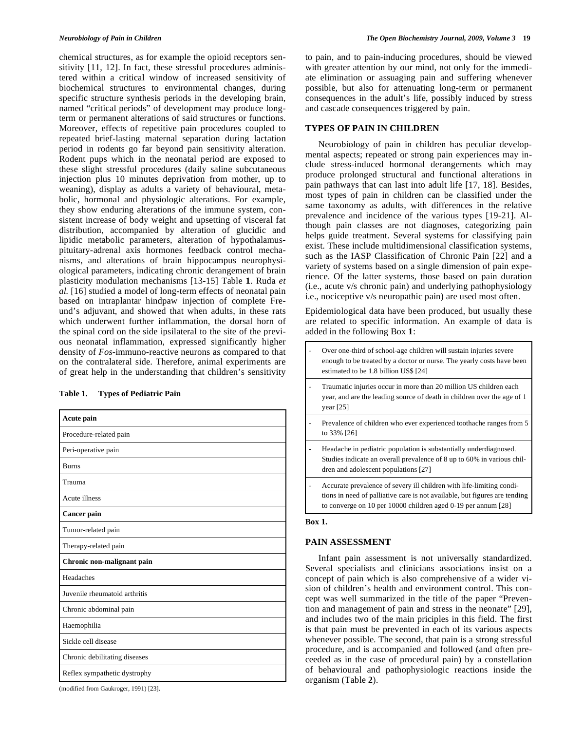chemical structures, as for example the opioid receptors sensitivity [11, 12]. In fact, these stressful procedures administered within a critical window of increased sensitivity of biochemical structures to environmental changes, during specific structure synthesis periods in the developing brain, named "critical periods" of development may produce long-term or permanent alterations of said structures or functions. Moreover, effects of repetitive pain procedures coupled to repeated brief-lasting maternal separation during lactation period in rodents go far beyond pain sensitivity alteration. Rodent pups which in the neonatal period are exposed to these slight stressful procedures (daily saline subcutaneous injection plus 10 minutes deprivation from mother, up to weaning), display as adults a variety of behavioural, metabolic, hormonal and physiologic alterations. For example, they show enduring alterations of the immune system, consistent increase of body weight and upsetting of visceral fat distribution, accompanied by alteration of glucidic and lipidic metabolic parameters, alteration of hypothalamus-pituitary-adrenal axis hormones feedback control mechanisms, and alterations of brain hippocampus neurophysiological parameters, indicating chronic derangement of brain plasticity modulation mechanisms [13-15] Table **1**. Ruda *et al.* [16] studied a model of long-term effects of neonatal pain based on intraplantar hindpaw injection of complete Freund's adjuvant, and showed that when adults, in these rats which underwent further inflammation, the dorsal horn of the spinal cord on the side ipsilateral to the site of the previous neonatal inflammation, expressed significantly higher density of *Fos*-immuno-reactive neurons as compared to that on the contralateral side. Therefore, animal experiments are of great help in the understanding that children's sensitivity to pain, and to pain-inducing procedures, should be viewed with greater attention by our mind, not only for the immediate elimination or assuaging pain and suffering whenever possible, but also for attenuating long-term or permanent consequences in the adult's life, possibly induced by stress and cascade consequences triggered by pain.

**Table 1. Types of Pediatric Pain**

| **Acute pain** |
|---|
| Procedure-related pain |
| Peri-operative pain |
| Burns |
| Trauma |
| Acute illness |
| **Cancer pain** |
| Tumor-related pain |
| Therapy-related pain |
| **Chronic non-malignant pain** |
| Headaches |
| Juvenile rheumatoid arthritis |
| Chronic abdominal pain |
| Haemophilia |
| Sickle cell disease |
| Chronic debilitating diseases |
| Reflex sympathetic dystrophy |

(modified from Gaukroger, 1991) [23].

## TYPES OF PAIN IN CHILDREN

Neurobiology of pain in children has peculiar developmental aspects; repeated or strong pain experiences may include stress-induced hormonal derangements which may produce prolonged structural and functional alterations in pain pathways that can last into adult life [17, 18]. Besides, most types of pain in children can be classified under the same taxonomy as adults, with differences in the relative prevalence and incidence of the various types [19-21]. Although pain classes are not diagnoses, categorizing pain helps guide treatment. Several systems for classifying pain exist. These include multidimensional classification systems, such as the IASP Classification of Chronic Pain [22] and a variety of systems based on a single dimension of pain experience. Of the latter systems, those based on pain duration (i.e., acute v/s chronic pain) and underlying pathophysiology i.e., nociceptive v/s neuropathic pain) are used most often.

Epidemiological data have been produced, but usually these are related to specific information. An example of data is added in the following Box **1**:

- Over one-third of school-age children will sustain injuries severe enough to be treated by a doctor or nurse. The yearly costs have been estimated to be 1.8 billion US$ [24]
- Traumatic injuries occur in more than 20 million US children each year, and are the leading source of death in children over the age of 1 year [25]
- Prevalence of children who ever experienced toothache ranges from 5 to 33% [26]
- Headache in pediatric population is substantially underdiagnosed. Studies indicate an overall prevalence of 8 up to 60% in various children and adolescent populations [27]
- Accurate prevalence of severy ill children with life-limiting conditions in need of palliative care is not available, but figures are tending to converge on 10 per 10000 children aged 0-19 per annum [28]

**Box 1.**

## PAIN ASSESSMENT

Infant pain assessment is not universally standardized. Several specialists and clinicians associations insist on a concept of pain which is also comprehensive of a wider vision of children's health and environment control. This concept was well summarized in the title of the paper "Prevention and management of pain and stress in the neonate" [29], and includes two of the main priciples in this field. The first is that pain must be prevented in each of its various aspects whenever possible. The second, that pain is a strong stressful procedure, and is accompanied and followed (and often preceeded as in the case of procedural pain) by a constellation of behavioural and pathophysiologic reactions inside the organism (Table **2**).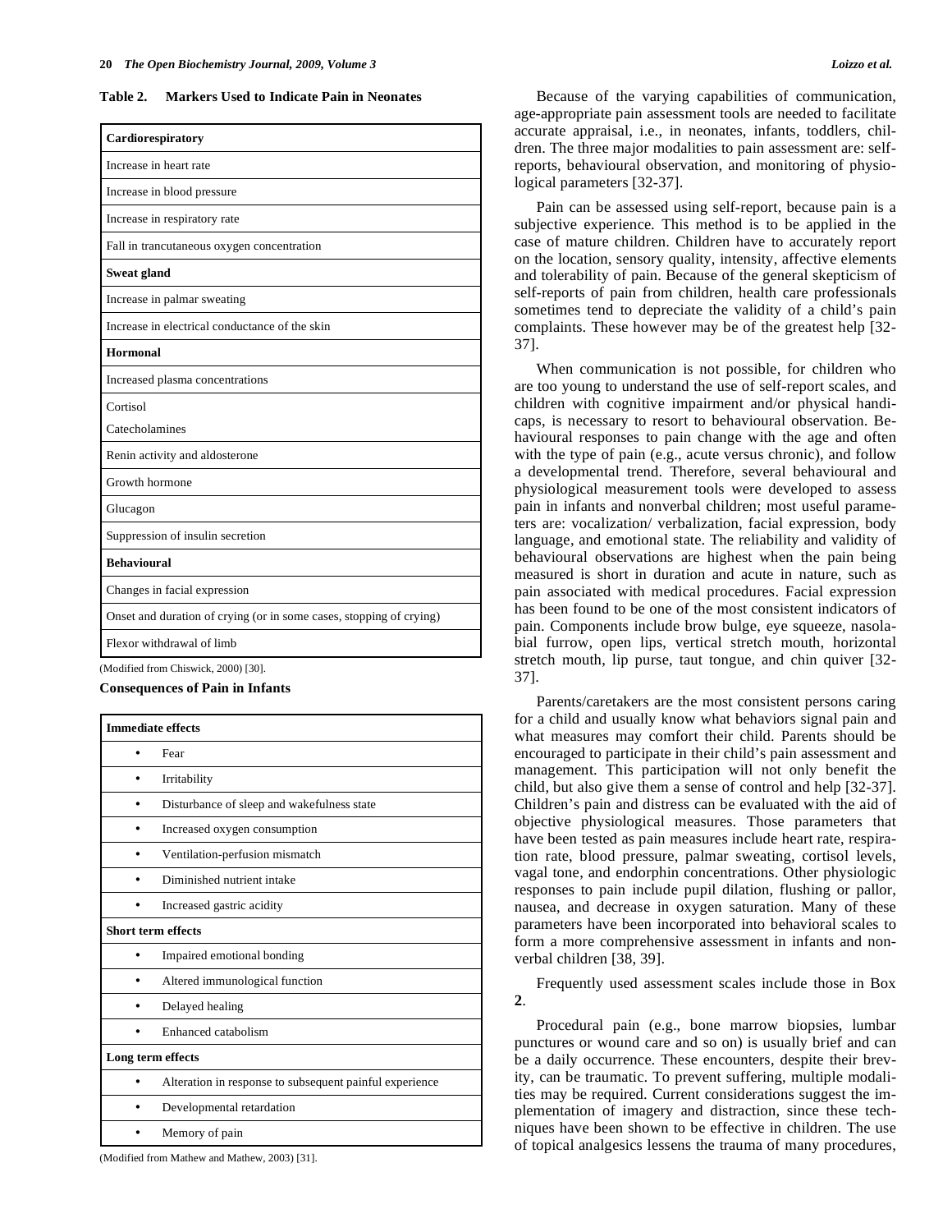**Table 2. Markers Used to Indicate Pain in Neonates**

| **Cardiorespiratory** |
|---|
| Increase in heart rate |
| Increase in blood pressure |
| Increase in respiratory rate |
| Fall in trancutaneous oxygen concentration |
| **Sweat gland** |
| Increase in palmar sweating |
| Increase in electrical conductance of the skin |
| **Hormonal** |
| Increased plasma concentrations |
| Cortisol<br>Catecholamines |
| Renin activity and aldosterone |
| Growth hormone |
| Glucagon |
| Suppression of insulin secretion |
| **Behavioural** |
| Changes in facial expression |
| Onset and duration of crying (or in some cases, stopping of crying) |
| Flexor withdrawal of limb |

(Modified from Chiswick, 2000) [30].

**Consequences of Pain in Infants**

| **Immediate effects** |
|---|
| • Fear |
| • Irritability |
| • Disturbance of sleep and wakefulness state |
| • Increased oxygen consumption |
| • Ventilation-perfusion mismatch |
| • Diminished nutrient intake |
| • Increased gastric acidity |
| **Short term effects** |
| • Impaired emotional bonding |
| • Altered immunological function |
| • Delayed healing |
| • Enhanced catabolism |
| **Long term effects** |
| • Alteration in response to subsequent painful experience |
| • Developmental retardation |
| • Memory of pain |

(Modified from Mathew and Mathew, 2003) [31].

Because of the varying capabilities of communication, age-appropriate pain assessment tools are needed to facilitate accurate appraisal, i.e., in neonates, infants, toddlers, children. The three major modalities to pain assessment are: self-reports, behavioural observation, and monitoring of physiological parameters [32-37].

Pain can be assessed using self-report, because pain is a subjective experience. This method is to be applied in the case of mature children. Children have to accurately report on the location, sensory quality, intensity, affective elements and tolerability of pain. Because of the general skepticism of self-reports of pain from children, health care professionals sometimes tend to depreciate the validity of a child's pain complaints. These however may be of the greatest help [32-37].

When communication is not possible, for children who are too young to understand the use of self-report scales, and children with cognitive impairment and/or physical handicaps, is necessary to resort to behavioural observation. Behavioural responses to pain change with the age and often with the type of pain (e.g., acute versus chronic), and follow a developmental trend. Therefore, several behavioural and physiological measurement tools were developed to assess pain in infants and nonverbal children; most useful parameters are: vocalization/ verbalization, facial expression, body language, and emotional state. The reliability and validity of behavioural observations are highest when the pain being measured is short in duration and acute in nature, such as pain associated with medical procedures. Facial expression has been found to be one of the most consistent indicators of pain. Components include brow bulge, eye squeeze, nasolabial furrow, open lips, vertical stretch mouth, horizontal stretch mouth, lip purse, taut tongue, and chin quiver [32-37].

Parents/caretakers are the most consistent persons caring for a child and usually know what behaviors signal pain and what measures may comfort their child. Parents should be encouraged to participate in their child's pain assessment and management. This participation will not only benefit the child, but also give them a sense of control and help [32-37]. Children's pain and distress can be evaluated with the aid of objective physiological measures. Those parameters that have been tested as pain measures include heart rate, respiration rate, blood pressure, palmar sweating, cortisol levels, vagal tone, and endorphin concentrations. Other physiologic responses to pain include pupil dilation, flushing or pallor, nausea, and decrease in oxygen saturation. Many of these parameters have been incorporated into behavioral scales to form a more comprehensive assessment in infants and nonverbal children [38, 39].

Frequently used assessment scales include those in Box **2**.

Procedural pain (e.g., bone marrow biopsies, lumbar punctures or wound care and so on) is usually brief and can be a daily occurrence. These encounters, despite their brevity, can be traumatic. To prevent suffering, multiple modalities may be required. Current considerations suggest the implementation of imagery and distraction, since these techniques have been shown to be effective in children. The use of topical analgesics lessens the trauma of many procedures,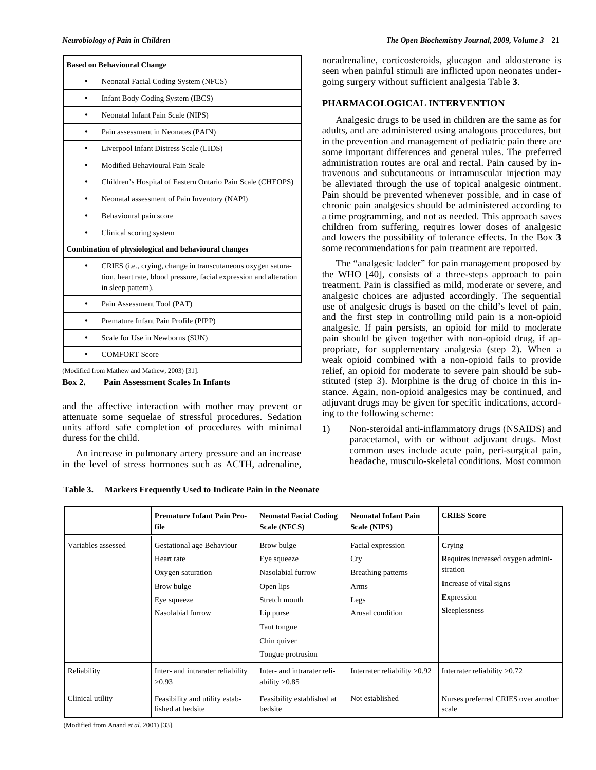| Based on Behavioural Change |
|---|
| • Neonatal Facial Coding System (NFCS) |
| • Infant Body Coding System (IBCS) |
| • Neonatal Infant Pain Scale (NIPS) |
| • Pain assessment in Neonates (PAIN) |
| • Liverpool Infant Distress Scale (LIDS) |
| • Modified Behavioural Pain Scale |
| • Children's Hospital of Eastern Ontario Pain Scale (CHEOPS) |
| • Neonatal assessment of Pain Inventory (NAPI) |
| • Behavioural pain score |
| • Clinical scoring system |
| **Combination of physiological and behavioural changes** |
| • CRIES (i.e., crying, change in transcutaneous oxygen saturation, heart rate, blood pressure, facial expression and alteration in sleep pattern). |
| • Pain Assessment Tool (PAT) |
| • Premature Infant Pain Profile (PIPP) |
| • Scale for Use in Newborns (SUN) |
| • COMFORT Score |

(Modified from Mathew and Mathew, 2003) [31].

**Box 2. Pain Assessment Scales In Infants**

and the affective interaction with mother may prevent or attenuate some sequelae of stressful procedures. Sedation units afford safe completion of procedures with minimal duress for the child.

An increase in pulmonary artery pressure and an increase in the level of stress hormones such as ACTH, adrenaline, noradrenaline, corticosteroids, glucagon and aldosterone is seen when painful stimuli are inflicted upon neonates undergoing surgery without sufficient analgesia Table **3**.

## PHARMACOLOGICAL INTERVENTION

Analgesic drugs to be used in children are the same as for adults, and are administered using analogous procedures, but in the prevention and management of pediatric pain there are some important differences and general rules. The preferred administration routes are oral and rectal. Pain caused by intravenous and subcutaneous or intramuscular injection may be alleviated through the use of topical analgesic ointment. Pain should be prevented whenever possible, and in case of chronic pain analgesics should be administered according to a time programming, and not as needed. This approach saves children from suffering, requires lower doses of analgesic and lowers the possibility of tolerance effects. In the Box **3** some recommendations for pain treatment are reported.

The "analgesic ladder" for pain management proposed by the WHO [40], consists of a three-steps approach to pain treatment. Pain is classified as mild, moderate or severe, and analgesic choices are adjusted accordingly. The sequential use of analgesic drugs is based on the child's level of pain, and the first step in controlling mild pain is a non-opioid analgesic. If pain persists, an opioid for mild to moderate pain should be given together with non-opioid drug, if appropriate, for supplementary analgesia (step 2). When a weak opioid combined with a non-opioid fails to provide relief, an opioid for moderate to severe pain should be substituted (step 3). Morphine is the drug of choice in this instance. Again, non-opioid analgesics may be continued, and adjuvant drugs may be given for specific indications, according to the following scheme:

1) Non-steroidal anti-inflammatory drugs (NSAIDS) and paracetamol, with or without adjuvant drugs. Most common uses include acute pain, peri-surgical pain, headache, musculo-skeletal conditions. Most common

**Table 3. Markers Frequently Used to Indicate Pain in the Neonate**

| | Premature Infant Pain Profile | Neonatal Facial Coding Scale (NFCS) | Neonatal Infant Pain Scale (NIPS) | CRIES Score |
|---|---|---|---|---|
| Variables assessed | Gestational age Behaviour<br>Heart rate<br>Oxygen saturation<br>Brow bulge<br>Eye squeeze<br>Nasolabial furrow | Brow bulge<br>Eye squeeze<br>Nasolabial furrow<br>Open lips<br>Stretch mouth<br>Lip purse<br>Taut tongue<br>Chin quiver<br>Tongue protrusion | Facial expression<br>Cry<br>Breathing patterns<br>Arms<br>Legs<br>Arusal condition | **C**rying<br>**R**equires increased oxygen administration<br>**I**ncrease of vital signs<br>**E**xpression<br>**S**leeplessness |
| Reliability | Inter- and intrarater reliability >0.93 | Inter- and intrarater reliability >0.85 | Interrater reliability >0.92 | Interrater reliability >0.72 |
| Clinical utility | Feasibility and utility established at bedsite | Feasibility established at bedsite | Not established | Nurses preferred CRIES over another scale |

(Modified from Anand *et al.* 2001) [33].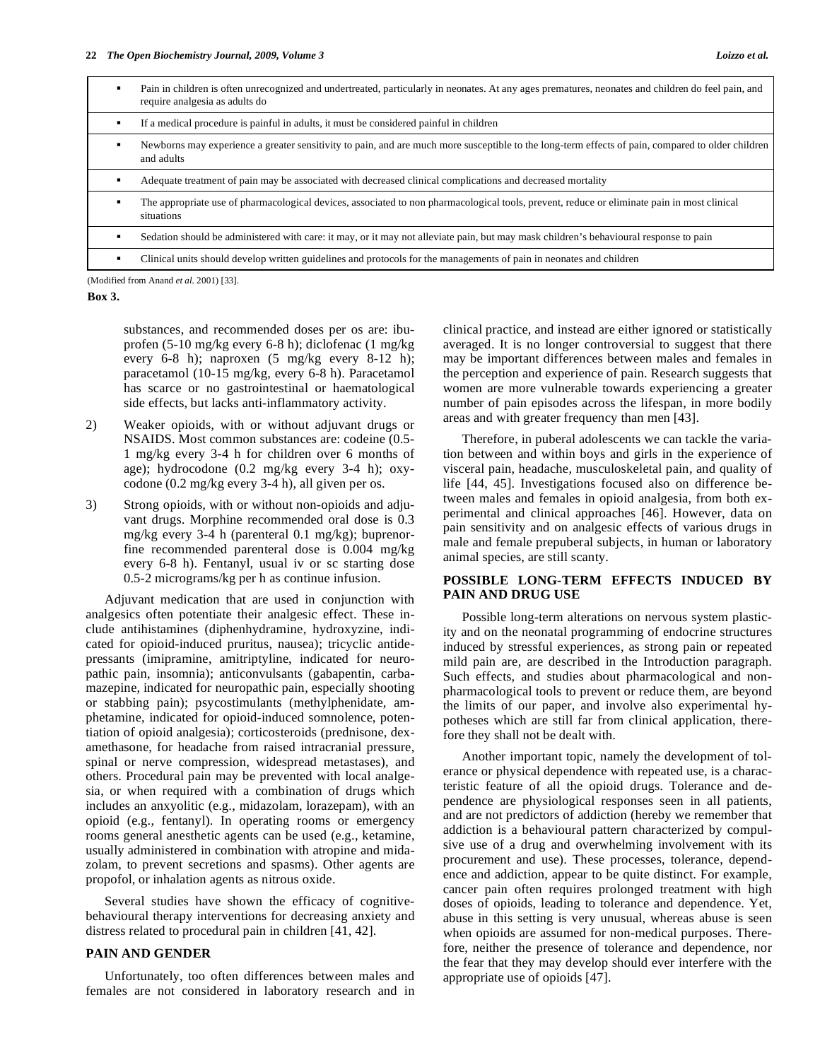- Pain in children is often unrecognized and undertreated, particularly in neonates. At any ages prematures, neonates and children do feel pain, and require analgesia as adults do
- If a medical procedure is painful in adults, it must be considered painful in children
- Newborns may experience a greater sensitivity to pain, and are much more susceptible to the long-term effects of pain, compared to older children and adults
- Adequate treatment of pain may be associated with decreased clinical complications and decreased mortality
- The appropriate use of pharmacological devices, associated to non pharmacological tools, prevent, reduce or eliminate pain in most clinical situations
- Sedation should be administered with care: it may, or it may not alleviate pain, but may mask children's behavioural response to pain
- Clinical units should develop written guidelines and protocols for the managements of pain in neonates and children

(Modified from Anand *et al*. 2001) [33].

**Box 3.**

substances, and recommended doses per os are: ibuprofen (5-10 mg/kg every 6-8 h); diclofenac (1 mg/kg every 6-8 h); naproxen (5 mg/kg every 8-12 h); paracetamol (10-15 mg/kg, every 6-8 h). Paracetamol has scarce or no gastrointestinal or haematological side effects, but lacks anti-inflammatory activity.

2) Weaker opioids, with or without adjuvant drugs or NSAIDS. Most common substances are: codeine (0.5-1 mg/kg every 3-4 h for children over 6 months of age); hydrocodone (0.2 mg/kg every 3-4 h); oxycodone (0.2 mg/kg every 3-4 h), all given per os.

3) Strong opioids, with or without non-opioids and adjuvant drugs. Morphine recommended oral dose is 0.3 mg/kg every 3-4 h (parenteral 0.1 mg/kg); buprenorfine recommended parenteral dose is 0.004 mg/kg every 6-8 h). Fentanyl, usual iv or sc starting dose 0.5-2 micrograms/kg per h as continue infusion.

Adjuvant medication that are used in conjunction with analgesics often potentiate their analgesic effect. These include antihistamines (diphenhydramine, hydroxyzine, indicated for opioid-induced pruritus, nausea); tricyclic antidepressants (imipramine, amitriptyline, indicated for neuropathic pain, insomnia); anticonvulsants (gabapentin, carbamazepine, indicated for neuropathic pain, especially shooting or stabbing pain); psycostimulants (methylphenidate, amphetamine, indicated for opioid-induced somnolence, potentiation of opioid analgesia); corticosteroids (prednisone, dexamethasone, for headache from raised intracranial pressure, spinal or nerve compression, widespread metastases), and others. Procedural pain may be prevented with local analgesia, or when required with a combination of drugs which includes an anxyolitic (e.g., midazolam, lorazepam), with an opioid (e.g., fentanyl). In operating rooms or emergency rooms general anesthetic agents can be used (e.g., ketamine, usually administered in combination with atropine and midazolam, to prevent secretions and spasms). Other agents are propofol, or inhalation agents as nitrous oxide.

Several studies have shown the efficacy of cognitive-behavioural therapy interventions for decreasing anxiety and distress related to procedural pain in children [41, 42].

## PAIN AND GENDER

Unfortunately, too often differences between males and females are not considered in laboratory research and in clinical practice, and instead are either ignored or statistically averaged. It is no longer controversial to suggest that there may be important differences between males and females in the perception and experience of pain. Research suggests that women are more vulnerable towards experiencing a greater number of pain episodes across the lifespan, in more bodily areas and with greater frequency than men [43].

Therefore, in puberal adolescents we can tackle the variation between and within boys and girls in the experience of visceral pain, headache, musculoskeletal pain, and quality of life [44, 45]. Investigations focused also on difference between males and females in opioid analgesia, from both experimental and clinical approaches [46]. However, data on pain sensitivity and on analgesic effects of various drugs in male and female prepuberal subjects, in human or laboratory animal species, are still scanty.

## POSSIBLE LONG-TERM EFFECTS INDUCED BY PAIN AND DRUG USE

Possible long-term alterations on nervous system plasticity and on the neonatal programming of endocrine structures induced by stressful experiences, as strong pain or repeated mild pain are, are described in the Introduction paragraph. Such effects, and studies about pharmacological and non-pharmacological tools to prevent or reduce them, are beyond the limits of our paper, and involve also experimental hypotheses which are still far from clinical application, therefore they shall not be dealt with.

Another important topic, namely the development of tolerance or physical dependence with repeated use, is a characteristic feature of all the opioid drugs. Tolerance and dependence are physiological responses seen in all patients, and are not predictors of addiction (hereby we remember that addiction is a behavioural pattern characterized by compulsive use of a drug and overwhelming involvement with its procurement and use). These processes, tolerance, dependence and addiction, appear to be quite distinct. For example, cancer pain often requires prolonged treatment with high doses of opioids, leading to tolerance and dependence. Yet, abuse in this setting is very unusual, whereas abuse is seen when opioids are assumed for non-medical purposes. Therefore, neither the presence of tolerance and dependence, nor the fear that they may develop should ever interfere with the appropriate use of opioids [47].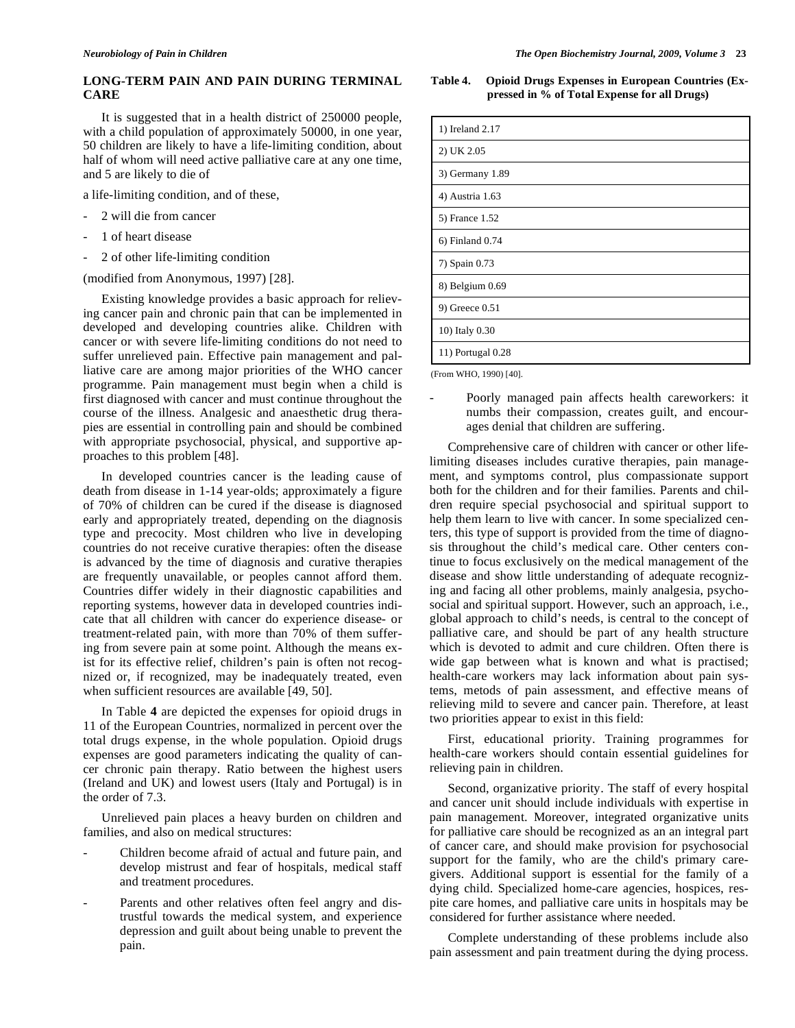## LONG-TERM PAIN AND PAIN DURING TERMINAL CARE

It is suggested that in a health district of 250000 people, with a child population of approximately 50000, in one year, 50 children are likely to have a life-limiting condition, about half of whom will need active palliative care at any one time, and 5 are likely to die of

a life-limiting condition, and of these,

- 2 will die from cancer
- 1 of heart disease
- 2 of other life-limiting condition

(modified from Anonymous, 1997) [28].

Existing knowledge provides a basic approach for relieving cancer pain and chronic pain that can be implemented in developed and developing countries alike. Children with cancer or with severe life-limiting conditions do not need to suffer unrelieved pain. Effective pain management and palliative care are among major priorities of the WHO cancer programme. Pain management must begin when a child is first diagnosed with cancer and must continue throughout the course of the illness. Analgesic and anaesthetic drug therapies are essential in controlling pain and should be combined with appropriate psychosocial, physical, and supportive approaches to this problem [48].

In developed countries cancer is the leading cause of death from disease in 1-14 year-olds; approximately a figure of 70% of children can be cured if the disease is diagnosed early and appropriately treated, depending on the diagnosis type and precocity. Most children who live in developing countries do not receive curative therapies: often the disease is advanced by the time of diagnosis and curative therapies are frequently unavailable, or peoples cannot afford them. Countries differ widely in their diagnostic capabilities and reporting systems, however data in developed countries indicate that all children with cancer do experience disease- or treatment-related pain, with more than 70% of them suffering from severe pain at some point. Although the means exist for its effective relief, children's pain is often not recognized or, if recognized, may be inadequately treated, even when sufficient resources are available [49, 50].

In Table **4** are depicted the expenses for opioid drugs in 11 of the European Countries, normalized in percent over the total drugs expense, in the whole population. Opioid drugs expenses are good parameters indicating the quality of cancer chronic pain therapy. Ratio between the highest users (Ireland and UK) and lowest users (Italy and Portugal) is in the order of 7.3.

**Table 4. Opioid Drugs Expenses in European Countries (Expressed in % of Total Expense for all Drugs)**

| |
|---|
| 1) Ireland 2.17 |
| 2) UK 2.05 |
| 3) Germany 1.89 |
| 4) Austria 1.63 |
| 5) France 1.52 |
| 6) Finland 0.74 |
| 7) Spain 0.73 |
| 8) Belgium 0.69 |
| 9) Greece 0.51 |
| 10) Italy 0.30 |
| 11) Portugal 0.28 |

(From WHO, 1990) [40].

Unrelieved pain places a heavy burden on children and families, and also on medical structures:

- Children become afraid of actual and future pain, and develop mistrust and fear of hospitals, medical staff and treatment procedures.
- Parents and other relatives often feel angry and distrustful towards the medical system, and experience depression and guilt about being unable to prevent the pain.
- Poorly managed pain affects health careworkers: it numbs their compassion, creates guilt, and encourages denial that children are suffering.

Comprehensive care of children with cancer or other life-limiting diseases includes curative therapies, pain management, and symptoms control, plus compassionate support both for the children and for their families. Parents and children require special psychosocial and spiritual support to help them learn to live with cancer. In some specialized centers, this type of support is provided from the time of diagnosis throughout the child's medical care. Other centers continue to focus exclusively on the medical management of the disease and show little understanding of adequate recognizing and facing all other problems, mainly analgesia, psychosocial and spiritual support. However, such an approach, i.e., global approach to child's needs, is central to the concept of palliative care, and should be part of any health structure which is devoted to admit and cure children. Often there is wide gap between what is known and what is practised; health-care workers may lack information about pain systems, metods of pain assessment, and effective means of relieving mild to severe and cancer pain. Therefore, at least two priorities appear to exist in this field:

First, educational priority. Training programmes for health-care workers should contain essential guidelines for relieving pain in children.

Second, organizative priority. The staff of every hospital and cancer unit should include individuals with expertise in pain management. Moreover, integrated organizative units for palliative care should be recognized as an integral part of cancer care, and should make provision for psychosocial support for the family, who are the child's primary caregivers. Additional support is essential for the family of a dying child. Specialized home-care agencies, hospices, respite care homes, and palliative care units in hospitals may be considered for further assistance where needed.

Complete understanding of these problems include also pain assessment and pain treatment during the dying process.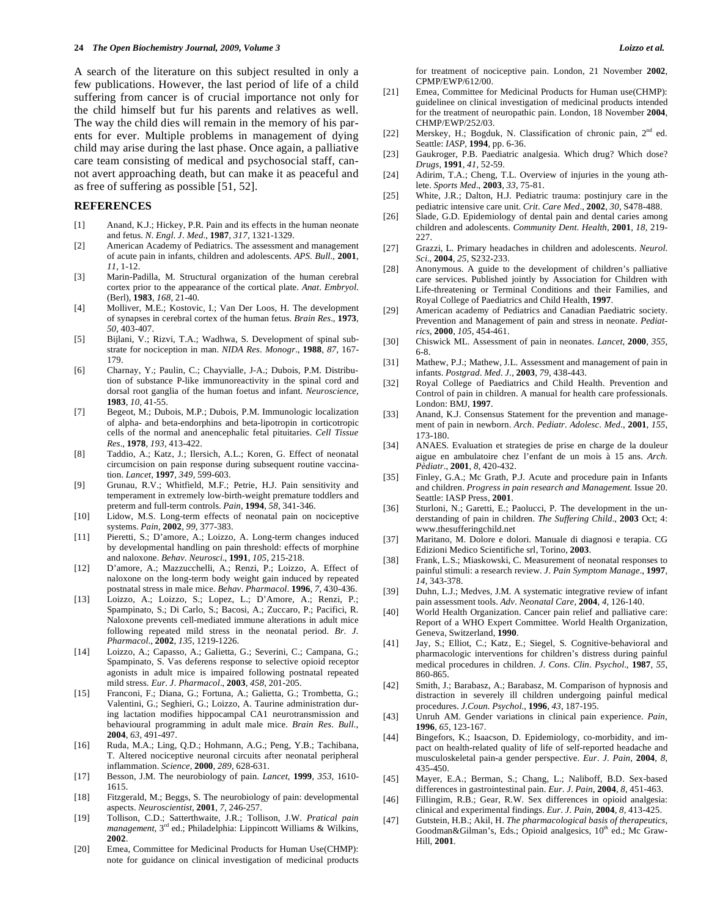A search of the literature on this subject resulted in only a few publications. However, the last period of life of a child suffering from cancer is of crucial importance not only for the child himself but fur his parents and relatives as well. The way the child dies will remain in the memory of his parents for ever. Multiple problems in management of dying child may arise during the last phase. Once again, a palliative care team consisting of medical and psychosocial staff, cannot avert approaching death, but can make it as peaceful and as free of suffering as possible [51, 52].

## REFERENCES

[1] Anand, K.J.; Hickey, P.R. Pain and its effects in the human neonate and fetus. *N. Engl. J. Med*., **1987**, *317*, 1321-1329.

[2] American Academy of Pediatrics. The assessment and management of acute pain in infants, children and adolescents. *APS. Bull*., **2001**, *11*, 1-12.

[3] Marin-Padilla, M. Structural organization of the human cerebral cortex prior to the appearance of the cortical plate. *Anat. Embryol.* (Berl), **1983**, *168*, 21-40.

[4] Molliver, M.E.; Kostovic, I.; Van Der Loos, H. The development of synapses in cerebral cortex of the human fetus. *Brain Res*., **1973**, *50*, 403-407.

[5] Bijlani, V.; Rizvi, T.A.; Wadhwa, S. Development of spinal substrate for nociception in man. *NIDA Res. Monogr*., **1988**, *87*, 167-179.

[6] Charnay, Y.; Paulin, C.; Chayvialle, J-A.; Dubois, P.M. Distribution of substance P-like immunoreactivity in the spinal cord and dorsal root ganglia of the human foetus and infant. *Neuroscience*, **1983**, *10*, 41-55.

[7] Begeot, M.; Dubois, M.P.; Dubois, P.M. Immunologic localization of alpha- and beta-endorphins and beta-lipotropin in corticotropic cells of the normal and anencephalic fetal pituitaries. *Cell Tissue Res*., **1978**, *193*, 413-422.

[8] Taddio, A.; Katz, J.; Ilersich, A.L.; Koren, G. Effect of neonatal circumcision on pain response during subsequent routine vaccination. *Lancet*, **1997**, *349*, 599-603.

[9] Grunau, R.V.; Whitfield, M.F.; Petrie, H.J. Pain sensitivity and temperament in extremely low-birth-weight premature toddlers and preterm and full-term controls. *Pain*, **1994**, *58*, 341-346.

[10] Lidow, M.S. Long-term effects of neonatal pain on nociceptive systems. *Pain*, **2002**, *99*, 377-383.

[11] Pieretti, S.; D'amore, A.; Loizzo, A. Long-term changes induced by developmental handling on pain threshold: effects of morphine and naloxone. *Behav. Neurosci*., **1991**, *105*, 215-218.

[12] D'amore, A.; Mazzucchelli, A.; Renzi, P.; Loizzo, A. Effect of naloxone on the long-term body weight gain induced by repeated postnatal stress in male mice. *Behav. Pharmacol*. **1996**, *7*, 430-436.

[13] Loizzo, A.; Loizzo, S.; Lopez, L.; D'Amore, A.; Renzi, P.; Spampinato, S.; Di Carlo, S.; Bacosi, A.; Zuccaro, P.; Pacifici, R. Naloxone prevents cell-mediated immune alterations in adult mice following repeated mild stress in the neonatal period. *Br. J. Pharmacol*., **2002**, *135*, 1219-1226.

[14] Loizzo, A.; Capasso, A.; Galietta, G.; Severini, C.; Campana, G.; Spampinato, S. Vas deferens response to selective opioid receptor agonists in adult mice is impaired following postnatal repeated mild stress. *Eur. J. Pharmacol*., **2003**, *458*, 201-205.

[15] Franconi, F.; Diana, G.; Fortuna, A.; Galietta, G.; Trombetta, G.; Valentini, G.; Seghieri, G.; Loizzo, A. Taurine administration during lactation modifies hippocampal CA1 neurotransmission and behavioural programming in adult male mice. *Brain Res. Bull*., **2004**, *63*, 491-497.

[16] Ruda, M.A.; Ling, Q.D.; Hohmann, A.G.; Peng, Y.B.; Tachibana, T. Altered nociceptive neuronal circuits after neonatal peripheral inflammation. *Science*, **2000**, *289*, 628-631.

[17] Besson, J.M. The neurobiology of pain. *Lancet*, **1999**, *353*, 1610-1615.

[18] Fitzgerald, M.; Beggs, S. The neurobiology of pain: developmental aspects. *Neuroscientist*, **2001**, *7*, 246-257.

[19] Tollison, C.D.; Satterthwaite, J.R.; Tollison, J.W. *Pratical pain management*, 3rd ed.; Philadelphia: Lippincott Williams & Wilkins, **2002**.

[20] Emea, Committee for Medicinal Products for Human Use(CHMP): note for guidance on clinical investigation of medicinal products for treatment of nociceptive pain. London, 21 November **2002**, CPMP/EWP/612/00.

[21] Emea, Committee for Medicinal Products for Human use(CHMP): guidelinee on clinical investigation of medicinal products intended for the treatment of neuropathic pain. London, 18 November **2004**, CHMP/EWP/252/03.

[22] Merskey, H.; Bogduk, N. Classification of chronic pain, 2nd ed. Seattle: *IASP*, **1994**, pp. 6-36.

[23] Gaukroger, P.B. Paediatric analgesia. Which drug? Which dose? *Drugs*, **1991**, *41*, 52-59.

[24] Adirim, T.A.; Cheng, T.L. Overview of injuries in the young athlete. *Sports Med*., **2003**, *33*, 75-81.

[25] White, J.R.; Dalton, H.J. Pediatric trauma: postinjury care in the pediatric intensive care unit. *Crit. Care Med*., **2002**, *30*, S478-488.

[26] Slade, G.D. Epidemiology of dental pain and dental caries among children and adolescents. *Community Dent. Health*, **2001**, *18*, 219-227.

[27] Grazzi, L. Primary headaches in children and adolescents. *Neurol. Sci*., **2004**, *25*, S232-233.

[28] Anonymous. A guide to the development of children's palliative care services. Published jointly by Association for Children with Life-threatening or Terminal Conditions and their Families, and Royal College of Paediatrics and Child Health, **1997**.

[29] American academy of Pediatrics and Canadian Paediatric society. Prevention and Management of pain and stress in neonate. *Pediatrics*, **2000**, *105*, 454-461.

[30] Chiswick ML. Assessment of pain in neonates. *Lancet*, **2000**, *355*, 6-8.

[31] Mathew, P.J.; Mathew, J.L. Assessment and management of pain in infants. *Postgrad. Med. J*., **2003**, *79*, 438-443.

[32] Royal College of Paediatrics and Child Health. Prevention and Control of pain in children. A manual for health care professionals. London: BMJ, **1997**.

[33] Anand, K.J. Consensus Statement for the prevention and management of pain in newborn. *Arch. Pediatr. Adolesc. Med*., **2001**, *155*, 173-180.

[34] ANAES. Evaluation et strategies de prise en charge de la douleur aigue en ambulatoire chez l'enfant de un mois à 15 ans. *Arch. Pèdiatr*., **2001**, *8*, 420-432.

[35] Finley, G.A.; Mc Grath, P.J. Acute and procedure pain in Infants and children. *Progress in pain research and Management.* Issue 20. Seattle: IASP Press, **2001**.

[36] Sturloni, N.; Garetti, E.; Paolucci, P. The development in the understanding of pain in children. *The Suffering Child*., **2003** Oct; 4: www.thesufferingchild.net

[37] Maritano, M. Dolore e dolori. Manuale di diagnosi e terapia. CG Edizioni Medico Scientifiche srl, Torino, **2003**.

[38] Frank, L.S.; Miaskowski, C. Measurement of neonatal responses to painful stimuli: a research review. *J. Pain Symptom Manage*., **1997**, *14*, 343-378.

[39] Duhn, L.J.; Medves, J.M. A systematic integrative review of infant pain assessment tools. *Adv. Neonatal Care*, **2004**, *4*, 126-140.

[40] World Health Organization. Cancer pain relief and palliative care: Report of a WHO Expert Committee. World Health Organization, Geneva, Switzerland, **1990**.

[41] Jay, S.; Elliot, C.; Katz, E.; Siegel, S. Cognitive-behavioral and pharmacologic interventions for children's distress during painful medical procedures in children. *J. Cons. Clin. Psychol*., **1987**, *55*, 860-865.

[42] Smith, J.; Barabasz, A.; Barabasz, M. Comparison of hypnosis and distraction in severely ill children undergoing painful medical procedures. *J.Coun. Psychol*., **1996**, *43*, 187-195.

[43] Unruh AM. Gender variations in clinical pain experience. *Pain*, **1996**, *65*, 123-167.

[44] Bingefors, K.; Isaacson, D. Epidemiology, co-morbidity, and impact on health-related quality of life of self-reported headache and musculoskeletal pain-a gender perspective. *Eur. J. Pain*, **2004**, *8*, 435-450.

[45] Mayer, E.A.; Berman, S.; Chang, L.; Naliboff, B.D. Sex-based differences in gastrointestinal pain. *Eur. J. Pain*, **2004**, *8*, 451-463.

[46] Fillingim, R.B.; Gear, R.W. Sex differences in opioid analgesia: clinical and experimental findings. *Eur. J. Pain*, **2004**, *8*, 413-425.

[47] Gutstein, H.B.; Akil, H. *The pharmacological basis of therapeutics*, Goodman&Gilman's, Eds.; Opioid analgesics, 10th ed.; Mc Graw-Hill, **2001**.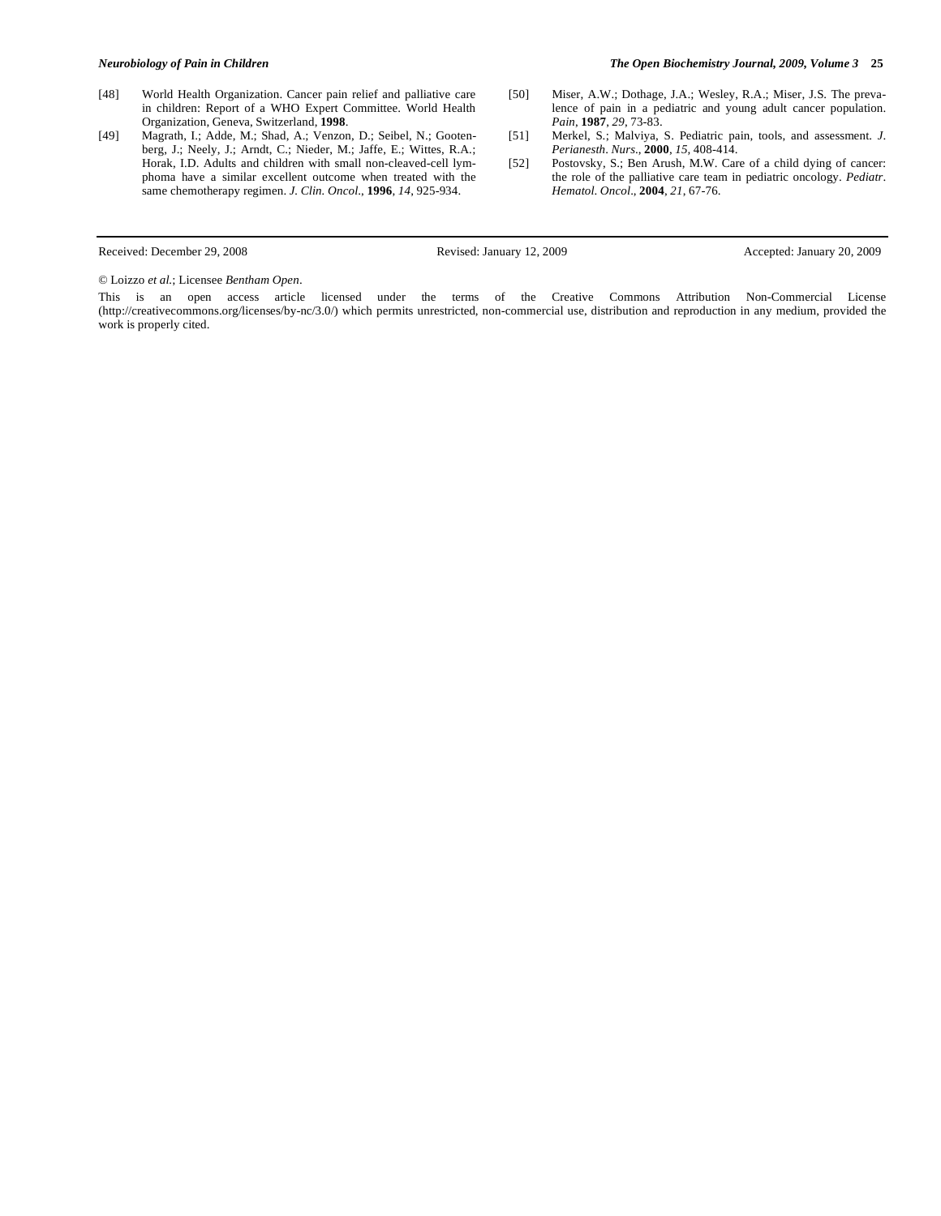[48] World Health Organization. Cancer pain relief and palliative care in children: Report of a WHO Expert Committee. World Health Organization, Geneva, Switzerland, **1998**.

[49] Magrath, I.; Adde, M.; Shad, A.; Venzon, D.; Seibel, N.; Gootenberg, J.; Neely, J.; Arndt, C.; Nieder, M.; Jaffe, E.; Wittes, R.A.; Horak, I.D. Adults and children with small non-cleaved-cell lymphoma have a similar excellent outcome when treated with the same chemotherapy regimen. *J. Clin. Oncol.*, **1996**, *14*, 925-934.

[50] Miser, A.W.; Dothage, J.A.; Wesley, R.A.; Miser, J.S. The prevalence of pain in a pediatric and young adult cancer population. *Pain*, **1987**, *29*, 73-83.

[51] Merkel, S.; Malviya, S. Pediatric pain, tools, and assessment. *J. Perianesth. Nurs.*, **2000**, *15*, 408-414.

[52] Postovsky, S.; Ben Arush, M.W. Care of a child dying of cancer: the role of the palliative care team in pediatric oncology. *Pediatr. Hematol. Oncol.*, **2004**, *21*, 67-76.

Received: December 29, 2008 Revised: January 12, 2009 Accepted: January 20, 2009

© Loizzo *et al.*; Licensee *Bentham Open*.

This is an open access article licensed under the terms of the Creative Commons Attribution Non-Commercial License (http://creativecommons.org/licenses/by-nc/3.0/) which permits unrestricted, non-commercial use, distribution and reproduction in any medium, provided the work is properly cited.